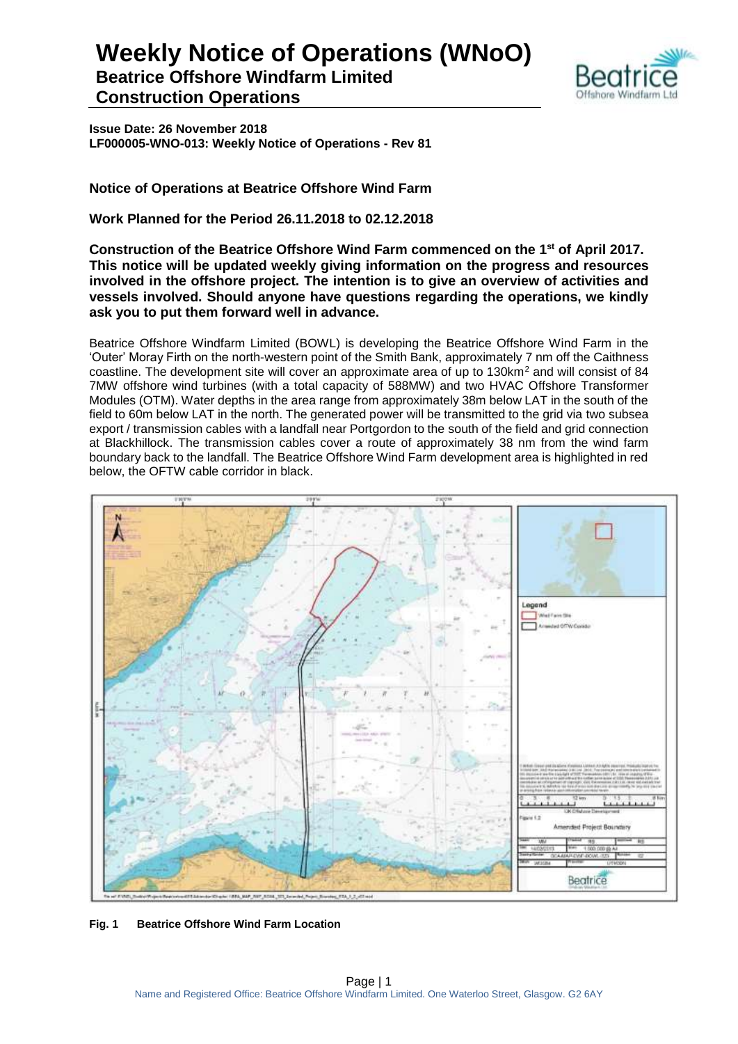# Weekly Notice of Operations (WNoO)

## Beatrice Offshore Windfarm Limited
## Construction Operations

**Issue Date: 26 November 2018**
**LF000005-WNO-013: Weekly Notice of Operations - Rev 81**

### Notice of Operations at Beatrice Offshore Wind Farm

### Work Planned for the Period 26.11.2018 to 02.12.2018

**Construction of the Beatrice Offshore Wind Farm commenced on the 1st of April 2017. This notice will be updated weekly giving information on the progress and resources involved in the offshore project. The intention is to give an overview of activities and vessels involved. Should anyone have questions regarding the operations, we kindly ask you to put them forward well in advance.**

Beatrice Offshore Windfarm Limited (BOWL) is developing the Beatrice Offshore Wind Farm in the 'Outer' Moray Firth on the north-western point of the Smith Bank, approximately 7 nm off the Caithness coastline. The development site will cover an approximate area of up to 130km² and will consist of 84 7MW offshore wind turbines (with a total capacity of 588MW) and two HVAC Offshore Transformer Modules (OTM). Water depths in the area range from approximately 38m below LAT in the south of the field to 60m below LAT in the north. The generated power will be transmitted to the grid via two subsea export / transmission cables with a landfall near Portgordon to the south of the field and grid connection at Blackhillock. The transmission cables cover a route of approximately 38 nm from the wind farm boundary back to the landfall. The Beatrice Offshore Wind Farm development area is highlighted in red below, the OFTW cable corridor in black.

**Fig. 1 Beatrice Offshore Wind Farm Location**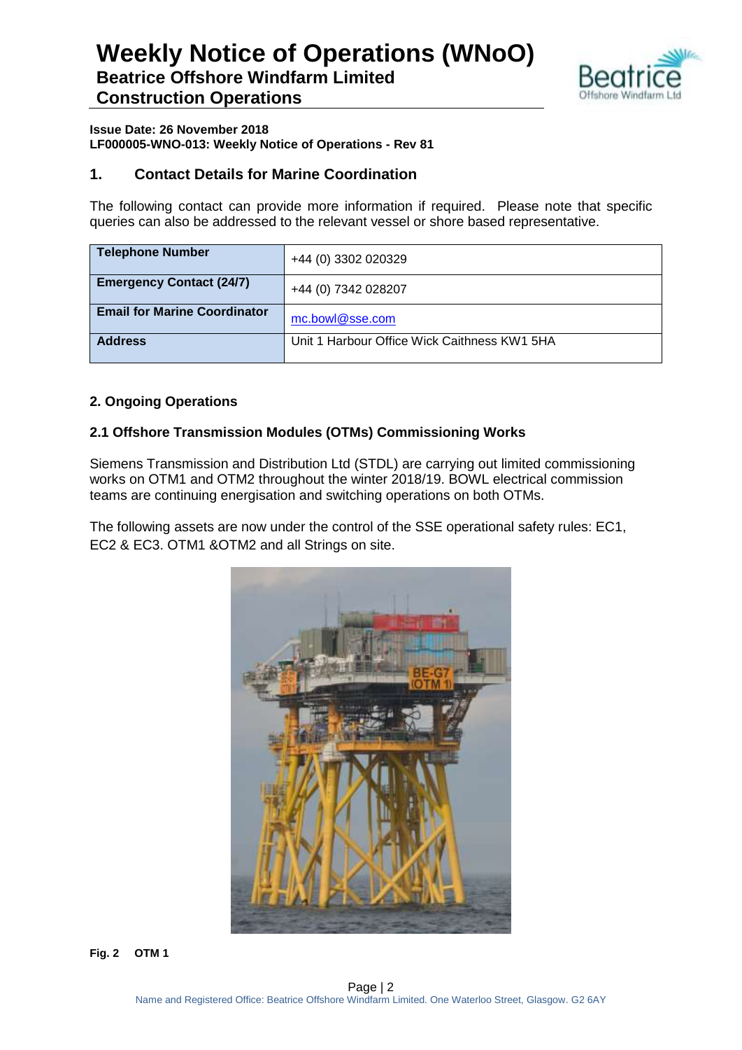# Weekly Notice of Operations (WNoO)

**Beatrice Offshore Windfarm Limited**

**Construction Operations**

**Issue Date: 26 November 2018**

**LF000005-WNO-013: Weekly Notice of Operations - Rev 81**

## 1. Contact Details for Marine Coordination

The following contact can provide more information if required. Please note that specific queries can also be addressed to the relevant vessel or shore based representative.

| | |
|---|---|
| **Telephone Number** | +44 (0) 3302 020329 |
| **Emergency Contact (24/7)** | +44 (0) 7342 028207 |
| **Email for Marine Coordinator** | mc.bowl@sse.com |
| **Address** | Unit 1 Harbour Office Wick Caithness KW1 5HA |

## 2. Ongoing Operations

### 2.1 Offshore Transmission Modules (OTMs) Commissioning Works

Siemens Transmission and Distribution Ltd (STDL) are carrying out limited commissioning works on OTM1 and OTM2 throughout the winter 2018/19. BOWL electrical commission teams are continuing energisation and switching operations on both OTMs.

The following assets are now under the control of the SSE operational safety rules: EC1, EC2 & EC3. OTM1 &OTM2 and all Strings on site.

**Fig. 2 OTM 1**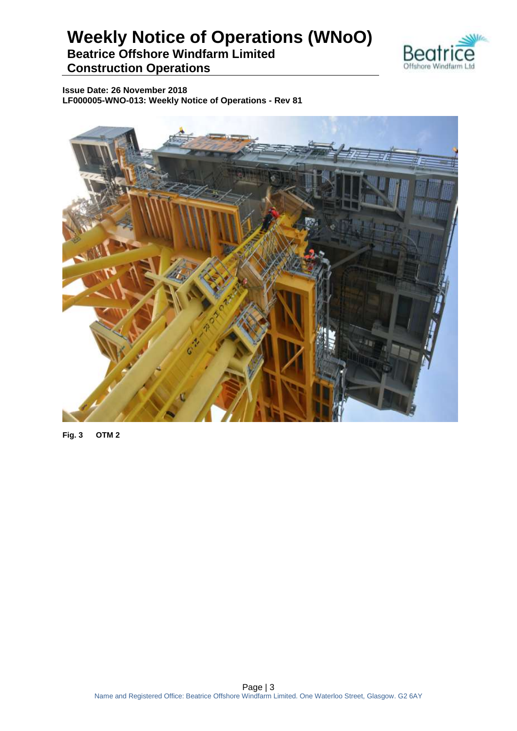# Weekly Notice of Operations (WNoO)

## Beatrice Offshore Windfarm Limited Construction Operations

**Issue Date: 26 November 2018**
**LF000005-WNO-013: Weekly Notice of Operations - Rev 81**

**Fig. 3 OTM 2**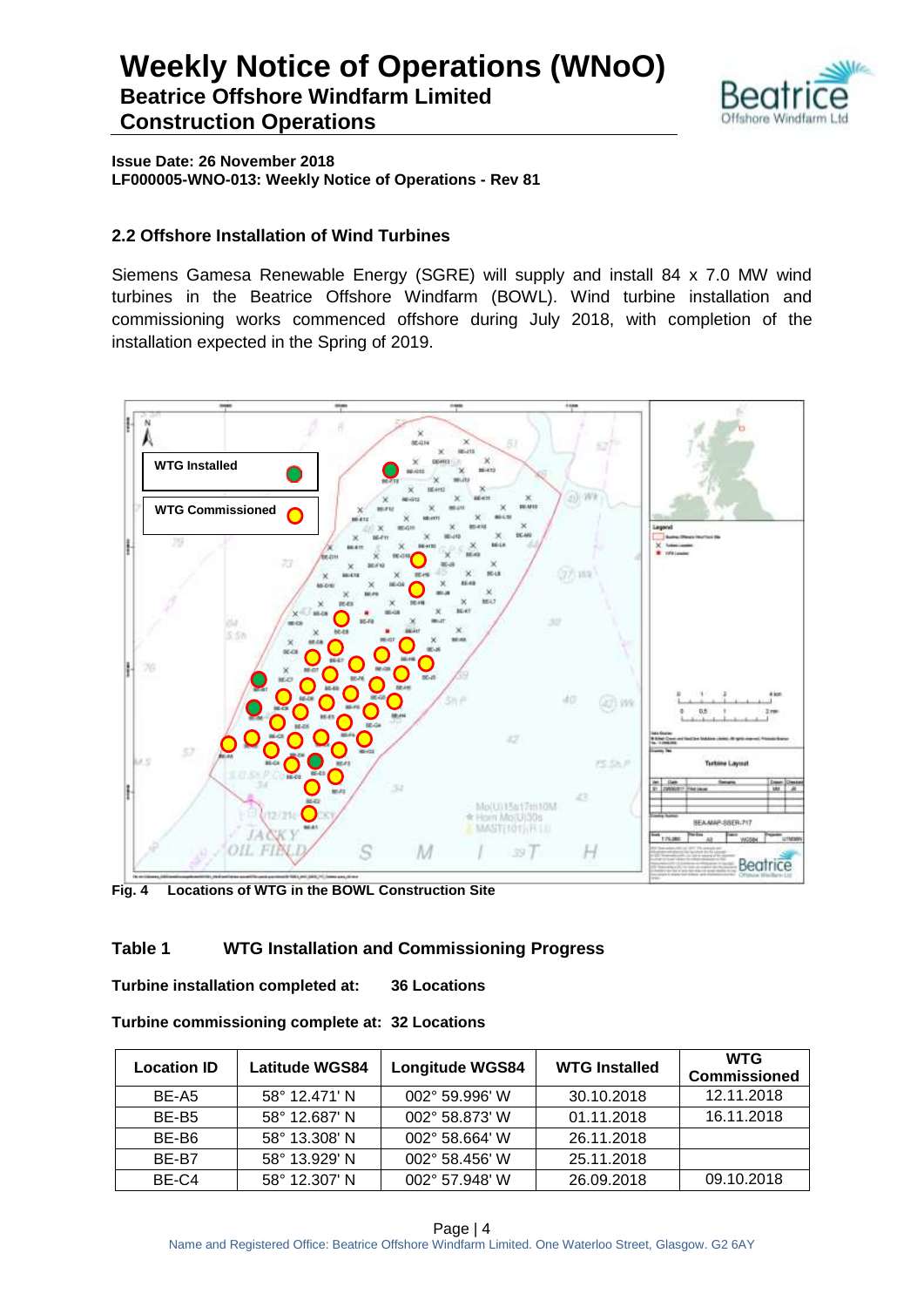# Weekly Notice of Operations (WNoO)

## Beatrice Offshore Windfarm Limited Construction Operations

**Issue Date: 26 November 2018**
**LF000005-WNO-013: Weekly Notice of Operations - Rev 81**

### 2.2 Offshore Installation of Wind Turbines

Siemens Gamesa Renewable Energy (SGRE) will supply and install 84 x 7.0 MW wind turbines in the Beatrice Offshore Windfarm (BOWL). Wind turbine installation and commissioning works commenced offshore during July 2018, with completion of the installation expected in the Spring of 2019.

**Fig. 4 Locations of WTG in the BOWL Construction Site**

**Table 1 WTG Installation and Commissioning Progress**

**Turbine installation completed at: 36 Locations**

**Turbine commissioning complete at: 32 Locations**

| Location ID | Latitude WGS84 | Longitude WGS84 | WTG Installed | WTG Commissioned |
|---|---|---|---|---|
| BE-A5 | 58° 12.471' N | 002° 59.996' W | 30.10.2018 | 12.11.2018 |
| BE-B5 | 58° 12.687' N | 002° 58.873' W | 01.11.2018 | 16.11.2018 |
| BE-B6 | 58° 13.308' N | 002° 58.664' W | 26.11.2018 | |
| BE-B7 | 58° 13.929' N | 002° 58.456' W | 25.11.2018 | |
| BE-C4 | 58° 12.307' N | 002° 57.948' W | 26.09.2018 | 09.10.2018 |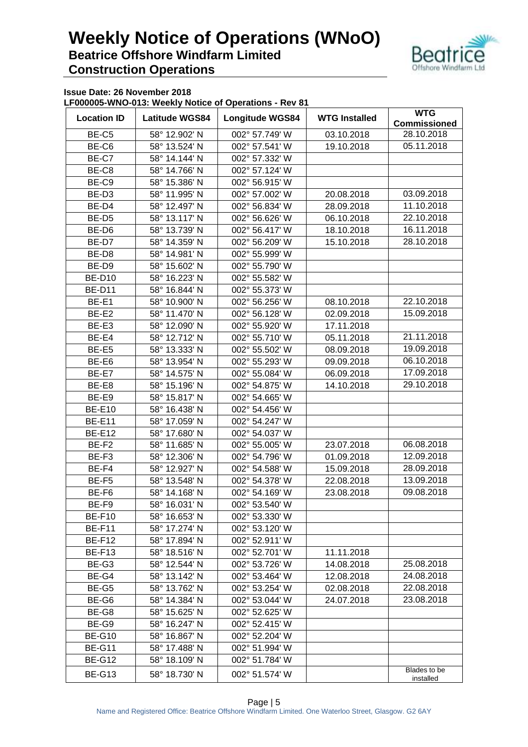# Weekly Notice of Operations (WNoO)

## Beatrice Offshore Windfarm Limited

## Construction Operations

**Issue Date: 26 November 2018**

**LF000005-WNO-013: Weekly Notice of Operations - Rev 81**

| Location ID | Latitude WGS84 | Longitude WGS84 | WTG Installed | WTG Commissioned |
|---|---|---|---|---|
| BE-C5 | 58° 12.902' N | 002° 57.749' W | 03.10.2018 | 28.10.2018 |
| BE-C6 | 58° 13.524' N | 002° 57.541' W | 19.10.2018 | 05.11.2018 |
| BE-C7 | 58° 14.144' N | 002° 57.332' W | | |
| BE-C8 | 58° 14.766' N | 002° 57.124' W | | |
| BE-C9 | 58° 15.386' N | 002° 56.915' W | | |
| BE-D3 | 58° 11.995' N | 002° 57.002' W | 20.08.2018 | 03.09.2018 |
| BE-D4 | 58° 12.497' N | 002° 56.834' W | 28.09.2018 | 11.10.2018 |
| BE-D5 | 58° 13.117' N | 002° 56.626' W | 06.10.2018 | 22.10.2018 |
| BE-D6 | 58° 13.739' N | 002° 56.417' W | 18.10.2018 | 16.11.2018 |
| BE-D7 | 58° 14.359' N | 002° 56.209' W | 15.10.2018 | 28.10.2018 |
| BE-D8 | 58° 14.981' N | 002° 55.999' W | | |
| BE-D9 | 58° 15.602' N | 002° 55.790' W | | |
| BE-D10 | 58° 16.223' N | 002° 55.582' W | | |
| BE-D11 | 58° 16.844' N | 002° 55.373' W | | |
| BE-E1 | 58° 10.900' N | 002° 56.256' W | 08.10.2018 | 22.10.2018 |
| BE-E2 | 58° 11.470' N | 002° 56.128' W | 02.09.2018 | 15.09.2018 |
| BE-E3 | 58° 12.090' N | 002° 55.920' W | 17.11.2018 | |
| BE-E4 | 58° 12.712' N | 002° 55.710' W | 05.11.2018 | 21.11.2018 |
| BE-E5 | 58° 13.333' N | 002° 55.502' W | 08.09.2018 | 19.09.2018 |
| BE-E6 | 58° 13.954' N | 002° 55.293' W | 09.09.2018 | 06.10.2018 |
| BE-E7 | 58° 14.575' N | 002° 55.084' W | 06.09.2018 | 17.09.2018 |
| BE-E8 | 58° 15.196' N | 002° 54.875' W | 14.10.2018 | 29.10.2018 |
| BE-E9 | 58° 15.817' N | 002° 54.665' W | | |
| BE-E10 | 58° 16.438' N | 002° 54.456' W | | |
| BE-E11 | 58° 17.059' N | 002° 54.247' W | | |
| BE-E12 | 58° 17.680' N | 002° 54.037' W | | |
| BE-F2 | 58° 11.685' N | 002° 55.005' W | 23.07.2018 | 06.08.2018 |
| BE-F3 | 58° 12.306' N | 002° 54.796' W | 01.09.2018 | 12.09.2018 |
| BE-F4 | 58° 12.927' N | 002° 54.588' W | 15.09.2018 | 28.09.2018 |
| BE-F5 | 58° 13.548' N | 002° 54.378' W | 22.08.2018 | 13.09.2018 |
| BE-F6 | 58° 14.168' N | 002° 54.169' W | 23.08.2018 | 09.08.2018 |
| BE-F9 | 58° 16.031' N | 002° 53.540' W | | |
| BE-F10 | 58° 16.653' N | 002° 53.330' W | | |
| BE-F11 | 58° 17.274' N | 002° 53.120' W | | |
| BE-F12 | 58° 17.894' N | 002° 52.911' W | | |
| BE-F13 | 58° 18.516' N | 002° 52.701' W | 11.11.2018 | |
| BE-G3 | 58° 12.544' N | 002° 53.726' W | 14.08.2018 | 25.08.2018 |
| BE-G4 | 58° 13.142' N | 002° 53.464' W | 12.08.2018 | 24.08.2018 |
| BE-G5 | 58° 13.762' N | 002° 53.254' W | 02.08.2018 | 22.08.2018 |
| BE-G6 | 58° 14.384' N | 002° 53.044' W | 24.07.2018 | 23.08.2018 |
| BE-G8 | 58° 15.625' N | 002° 52.625' W | | |
| BE-G9 | 58° 16.247' N | 002° 52.415' W | | |
| BE-G10 | 58° 16.867' N | 002° 52.204' W | | |
| BE-G11 | 58° 17.488' N | 002° 51.994' W | | |
| BE-G12 | 58° 18.109' N | 002° 51.784' W | | |
| BE-G13 | 58° 18.730' N | 002° 51.574' W | | Blades to be installed |

Name and Registered Office: Beatrice Offshore Windfarm Limited. One Waterloo Street, Glasgow. G2 6AY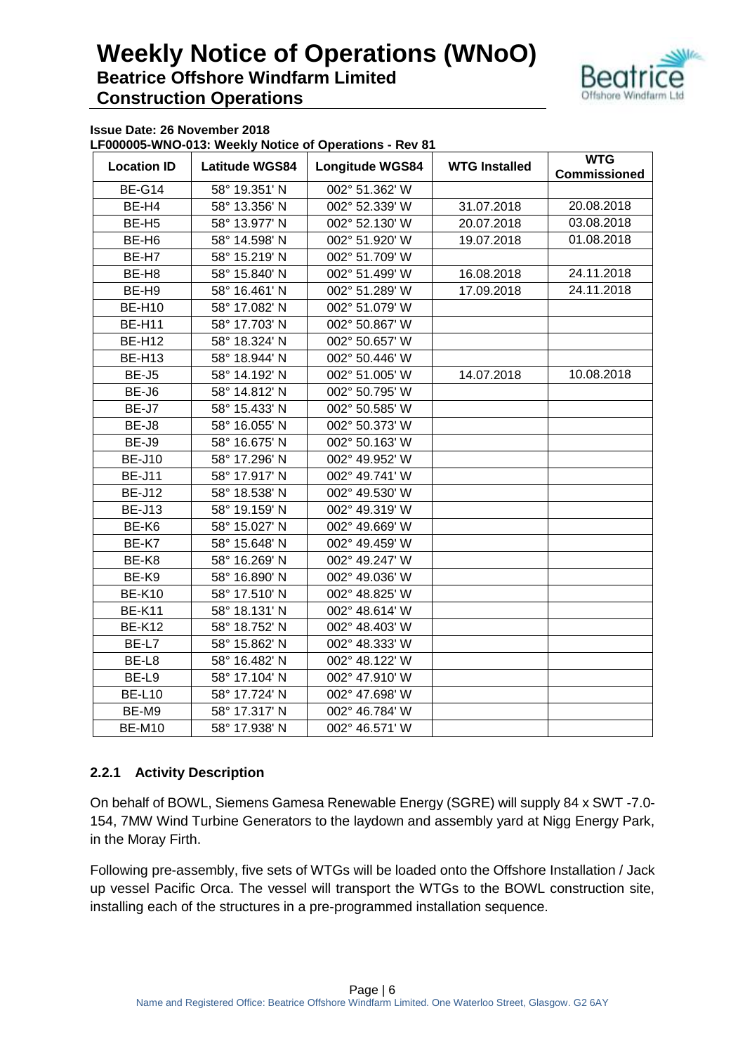**Issue Date: 26 November 2018**
**LF000005-WNO-013: Weekly Notice of Operations - Rev 81**

| Location ID | Latitude WGS84 | Longitude WGS84 | WTG Installed | WTG Commissioned |
|---|---|---|---|---|
| BE-G14 | 58° 19.351' N | 002° 51.362' W | | |
| BE-H4 | 58° 13.356' N | 002° 52.339' W | 31.07.2018 | 20.08.2018 |
| BE-H5 | 58° 13.977' N | 002° 52.130' W | 20.07.2018 | 03.08.2018 |
| BE-H6 | 58° 14.598' N | 002° 51.920' W | 19.07.2018 | 01.08.2018 |
| BE-H7 | 58° 15.219' N | 002° 51.709' W | | |
| BE-H8 | 58° 15.840' N | 002° 51.499' W | 16.08.2018 | 24.11.2018 |
| BE-H9 | 58° 16.461' N | 002° 51.289' W | 17.09.2018 | 24.11.2018 |
| BE-H10 | 58° 17.082' N | 002° 51.079' W | | |
| BE-H11 | 58° 17.703' N | 002° 50.867' W | | |
| BE-H12 | 58° 18.324' N | 002° 50.657' W | | |
| BE-H13 | 58° 18.944' N | 002° 50.446' W | | |
| BE-J5 | 58° 14.192' N | 002° 51.005' W | 14.07.2018 | 10.08.2018 |
| BE-J6 | 58° 14.812' N | 002° 50.795' W | | |
| BE-J7 | 58° 15.433' N | 002° 50.585' W | | |
| BE-J8 | 58° 16.055' N | 002° 50.373' W | | |
| BE-J9 | 58° 16.675' N | 002° 50.163' W | | |
| BE-J10 | 58° 17.296' N | 002° 49.952' W | | |
| BE-J11 | 58° 17.917' N | 002° 49.741' W | | |
| BE-J12 | 58° 18.538' N | 002° 49.530' W | | |
| BE-J13 | 58° 19.159' N | 002° 49.319' W | | |
| BE-K6 | 58° 15.027' N | 002° 49.669' W | | |
| BE-K7 | 58° 15.648' N | 002° 49.459' W | | |
| BE-K8 | 58° 16.269' N | 002° 49.247' W | | |
| BE-K9 | 58° 16.890' N | 002° 49.036' W | | |
| BE-K10 | 58° 17.510' N | 002° 48.825' W | | |
| BE-K11 | 58° 18.131' N | 002° 48.614' W | | |
| BE-K12 | 58° 18.752' N | 002° 48.403' W | | |
| BE-L7 | 58° 15.862' N | 002° 48.333' W | | |
| BE-L8 | 58° 16.482' N | 002° 48.122' W | | |
| BE-L9 | 58° 17.104' N | 002° 47.910' W | | |
| BE-L10 | 58° 17.724' N | 002° 47.698' W | | |
| BE-M9 | 58° 17.317' N | 002° 46.784' W | | |
| BE-M10 | 58° 17.938' N | 002° 46.571' W | | |

### 2.2.1 Activity Description

On behalf of BOWL, Siemens Gamesa Renewable Energy (SGRE) will supply 84 x SWT -7.0-154, 7MW Wind Turbine Generators to the laydown and assembly yard at Nigg Energy Park, in the Moray Firth.

Following pre-assembly, five sets of WTGs will be loaded onto the Offshore Installation / Jack up vessel Pacific Orca. The vessel will transport the WTGs to the BOWL construction site, installing each of the structures in a pre-programmed installation sequence.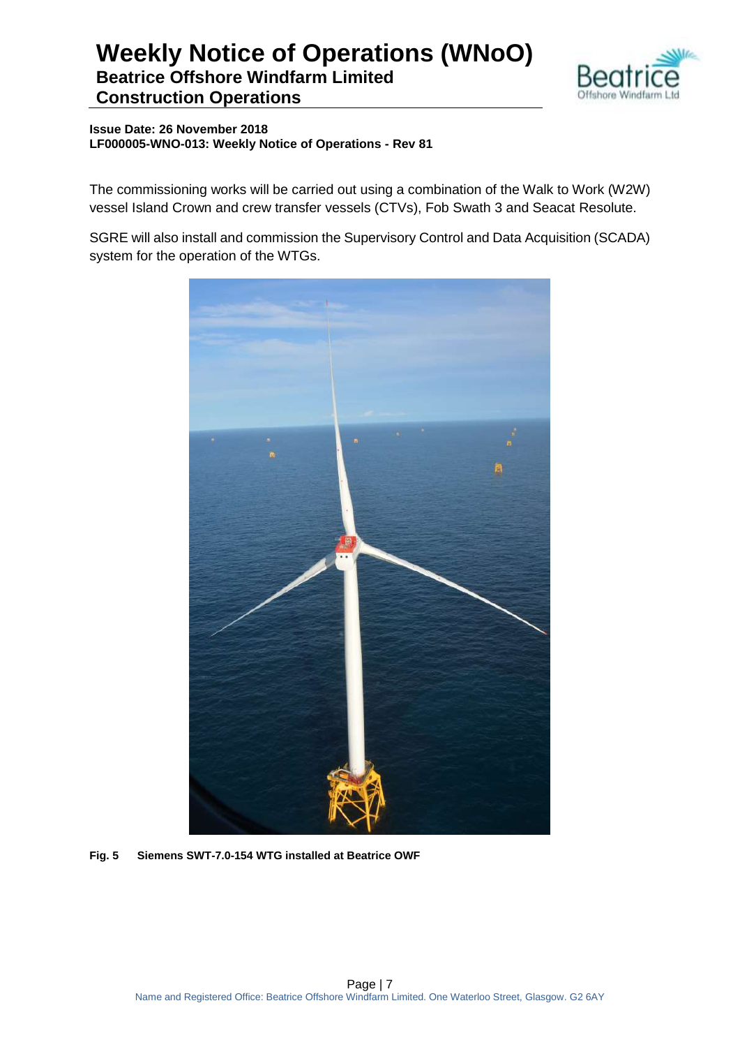The commissioning works will be carried out using a combination of the Walk to Work (W2W) vessel Island Crown and crew transfer vessels (CTVs), Fob Swath 3 and Seacat Resolute.

SGRE will also install and commission the Supervisory Control and Data Acquisition (SCADA) system for the operation of the WTGs.

**Fig. 5 Siemens SWT-7.0-154 WTG installed at Beatrice OWF**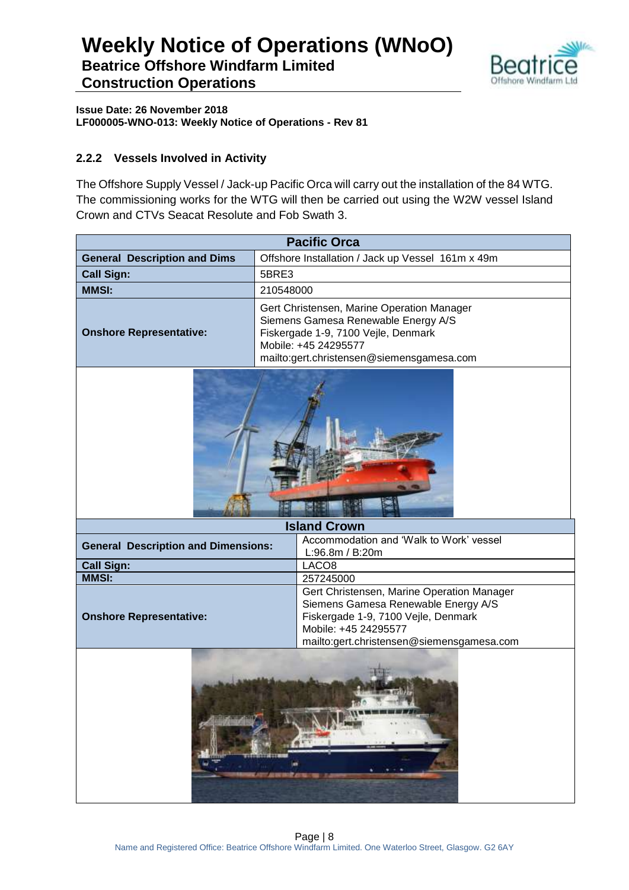### 2.2.2 Vessels Involved in Activity

The Offshore Supply Vessel / Jack-up Pacific Orca will carry out the installation of the 84 WTG. The commissioning works for the WTG will then be carried out using the W2W vessel Island Crown and CTVs Seacat Resolute and Fob Swath 3.

| Pacific Orca | |
|---|---|
| **General Description and Dims** | Offshore Installation / Jack up Vessel 161m x 49m |
| **Call Sign:** | 5BRE3 |
| **MMSI:** | 210548000 |
| **Onshore Representative:** | Gert Christensen, Marine Operation Manager<br>Siemens Gamesa Renewable Energy A/S<br>Fiskergade 1-9, 7100 Vejle, Denmark<br>Mobile: +45 24295577<br>mailto:gert.christensen@siemensgamesa.com |

| Island Crown | |
|---|---|
| **General Description and Dimensions:** | Accommodation and 'Walk to Work' vessel<br>L:96.8m / B:20m |
| **Call Sign:** | LACO8 |
| **MMSI:** | 257245000 |
| **Onshore Representative:** | Gert Christensen, Marine Operation Manager<br>Siemens Gamesa Renewable Energy A/S<br>Fiskergade 1-9, 7100 Vejle, Denmark<br>Mobile: +45 24295577<br>mailto:gert.christensen@siemensgamesa.com |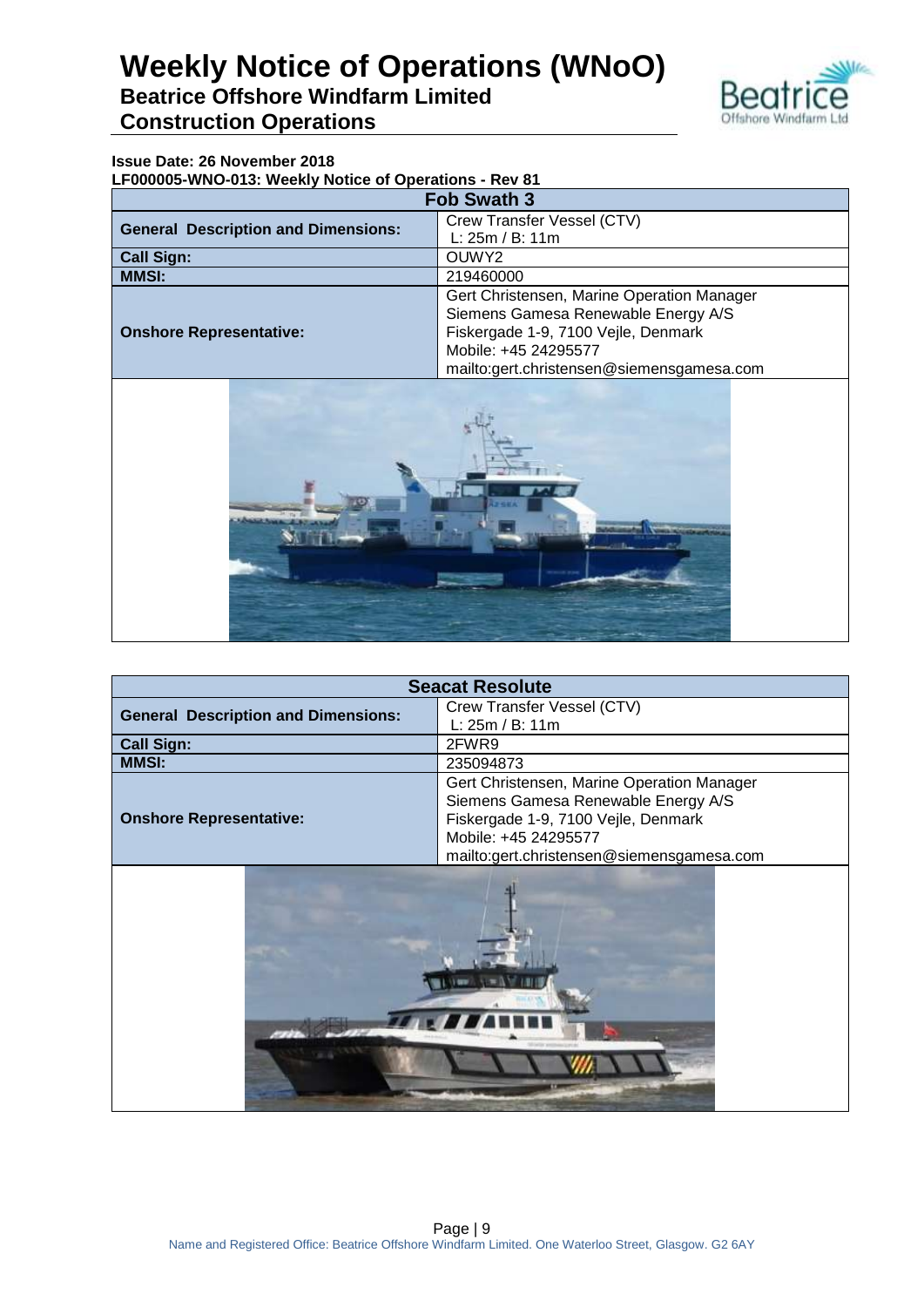**Issue Date: 26 November 2018**
**LF000005-WNO-013: Weekly Notice of Operations - Rev 81**

| **Fob Swath 3** | |
|---|---|
| **General Description and Dimensions:** | Crew Transfer Vessel (CTV)<br>L: 25m / B: 11m |
| **Call Sign:** | OUWY2 |
| **MMSI:** | 219460000 |
| **Onshore Representative:** | Gert Christensen, Marine Operation Manager<br>Siemens Gamesa Renewable Energy A/S<br>Fiskergade 1-9, 7100 Vejle, Denmark<br>Mobile: +45 24295577<br>mailto:gert.christensen@siemensgamesa.com |

| **Seacat Resolute** | |
|---|---|
| **General Description and Dimensions:** | Crew Transfer Vessel (CTV)<br>L: 25m / B: 11m |
| **Call Sign:** | 2FWR9 |
| **MMSI:** | 235094873 |
| **Onshore Representative:** | Gert Christensen, Marine Operation Manager<br>Siemens Gamesa Renewable Energy A/S<br>Fiskergade 1-9, 7100 Vejle, Denmark<br>Mobile: +45 24295577<br>mailto:gert.christensen@siemensgamesa.com |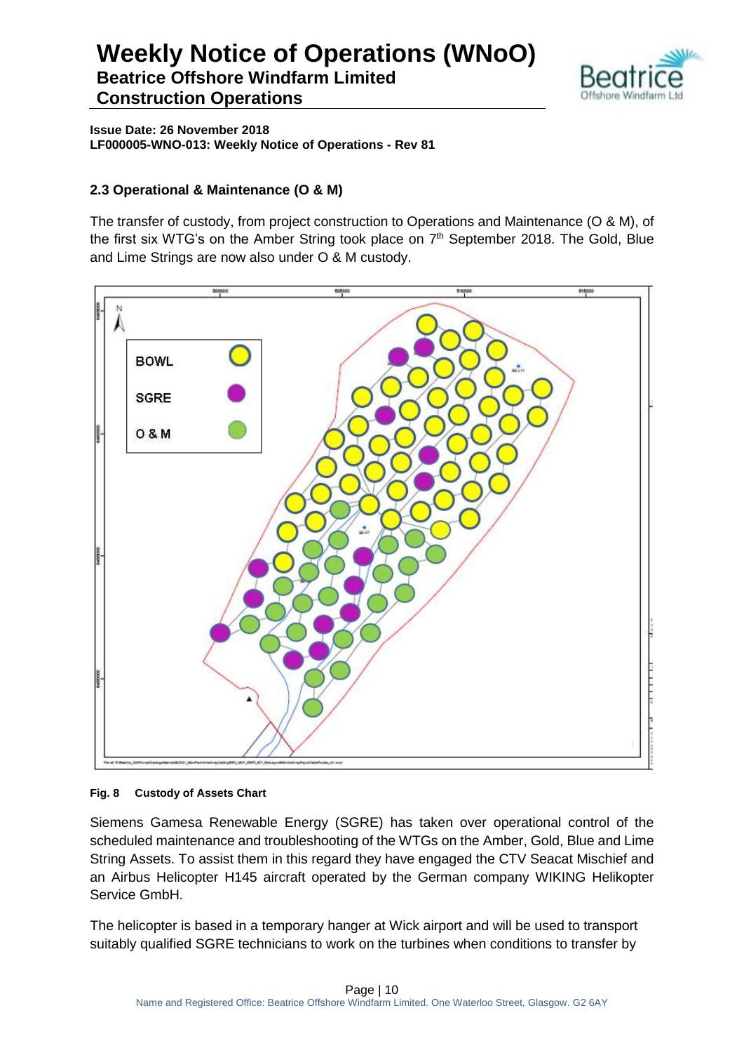## 2.3 Operational & Maintenance (O & M)

The transfer of custody, from project construction to Operations and Maintenance (O & M), of the first six WTG's on the Amber String took place on 7th September 2018. The Gold, Blue and Lime Strings are now also under O & M custody.

**Fig. 8 Custody of Assets Chart**

Siemens Gamesa Renewable Energy (SGRE) has taken over operational control of the scheduled maintenance and troubleshooting of the WTGs on the Amber, Gold, Blue and Lime String Assets. To assist them in this regard they have engaged the CTV Seacat Mischief and an Airbus Helicopter H145 aircraft operated by the German company WIKING Helikopter Service GmbH.

The helicopter is based in a temporary hanger at Wick airport and will be used to transport suitably qualified SGRE technicians to work on the turbines when conditions to transfer by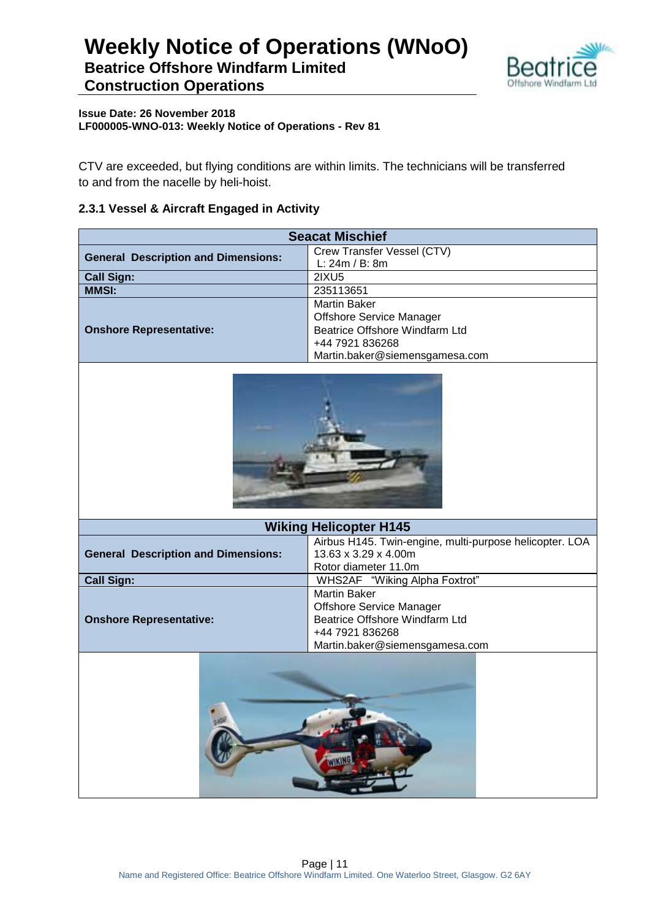CTV are exceeded, but flying conditions are within limits. The technicians will be transferred to and from the nacelle by heli-hoist.

### 2.3.1 Vessel & Aircraft Engaged in Activity

| Seacat Mischief | |
|---|---|
| **General Description and Dimensions:** | Crew Transfer Vessel (CTV)<br>L: 24m / B: 8m |
| **Call Sign:** | 2IXU5 |
| **MMSI:** | 235113651 |
| **Onshore Representative:** | Martin Baker<br>Offshore Service Manager<br>Beatrice Offshore Windfarm Ltd<br>+44 7921 836268<br>Martin.baker@siemensgamesa.com |

| Wiking Helicopter H145 | |
|---|---|
| **General Description and Dimensions:** | Airbus H145. Twin-engine, multi-purpose helicopter. LOA 13.63 x 3.29 x 4.00m<br>Rotor diameter 11.0m |
| **Call Sign:** | WHS2AF "Wiking Alpha Foxtrot" |
| **Onshore Representative:** | Martin Baker<br>Offshore Service Manager<br>Beatrice Offshore Windfarm Ltd<br>+44 7921 836268<br>Martin.baker@siemensgamesa.com |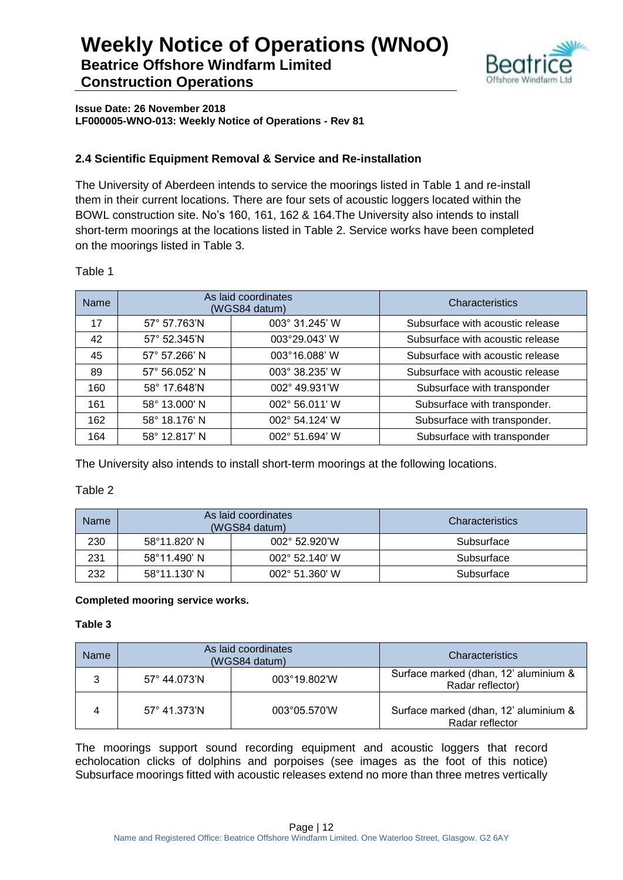## 2.4 Scientific Equipment Removal & Service and Re-installation

The University of Aberdeen intends to service the moorings listed in Table 1 and re-install them in their current locations. There are four sets of acoustic loggers located within the BOWL construction site. No's 160, 161, 162 & 164.The University also intends to install short-term moorings at the locations listed in Table 2. Service works have been completed on the moorings listed in Table 3.

Table 1

| Name | As laid coordinates (WGS84 datum) | | Characteristics |
|---|---|---|---|
| 17 | 57° 57.763'N | 003° 31.245' W | Subsurface with acoustic release |
| 42 | 57° 52.345'N | 003°29.043' W | Subsurface with acoustic release |
| 45 | 57° 57.266' N | 003°16.088' W | Subsurface with acoustic release |
| 89 | 57° 56.052' N | 003° 38.235' W | Subsurface with acoustic release |
| 160 | 58° 17.648'N | 002° 49.931'W | Subsurface with transponder |
| 161 | 58° 13.000' N | 002° 56.011' W | Subsurface with transponder. |
| 162 | 58° 18.176' N | 002° 54.124' W | Subsurface with transponder. |
| 164 | 58° 12.817' N | 002° 51.694' W | Subsurface with transponder |

The University also intends to install short-term moorings at the following locations.

Table 2

| Name | As laid coordinates (WGS84 datum) | | Characteristics |
|---|---|---|---|
| 230 | 58°11.820' N | 002° 52.920'W | Subsurface |
| 231 | 58°11.490' N | 002° 52.140' W | Subsurface |
| 232 | 58°11.130' N | 002° 51.360' W | Subsurface |

**Completed mooring service works.**

**Table 3**

| Name | As laid coordinates (WGS84 datum) | | Characteristics |
|---|---|---|---|
| 3 | 57° 44.073'N | 003°19.802'W | Surface marked (dhan, 12' aluminium & Radar reflector) |
| 4 | 57° 41.373'N | 003°05.570'W | Surface marked (dhan, 12' aluminium & Radar reflector |

The moorings support sound recording equipment and acoustic loggers that record echolocation clicks of dolphins and porpoises (see images as the foot of this notice) Subsurface moorings fitted with acoustic releases extend no more than three metres vertically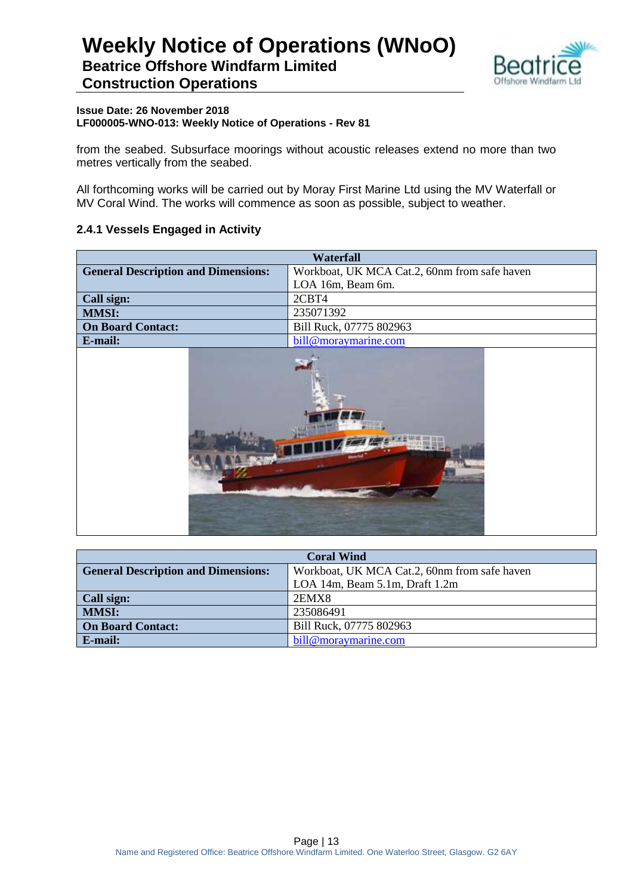from the seabed. Subsurface moorings without acoustic releases extend no more than two metres vertically from the seabed.

All forthcoming works will be carried out by Moray First Marine Ltd using the MV Waterfall or MV Coral Wind. The works will commence as soon as possible, subject to weather.

### 2.4.1 Vessels Engaged in Activity

| Waterfall | |
|---|---|
| **General Description and Dimensions:** | Workboat, UK MCA Cat.2, 60nm from safe haven<br>LOA 16m, Beam 6m. |
| **Call sign:** | 2CBT4 |
| **MMSI:** | 235071392 |
| **On Board Contact:** | Bill Ruck, 07775 802963 |
| **E-mail:** | bill@moraymarine.com |

| Coral Wind | |
|---|---|
| **General Description and Dimensions:** | Workboat, UK MCA Cat.2, 60nm from safe haven<br>LOA 14m, Beam 5.1m, Draft 1.2m |
| **Call sign:** | 2EMX8 |
| **MMSI:** | 235086491 |
| **On Board Contact:** | Bill Ruck, 07775 802963 |
| **E-mail:** | bill@moraymarine.com |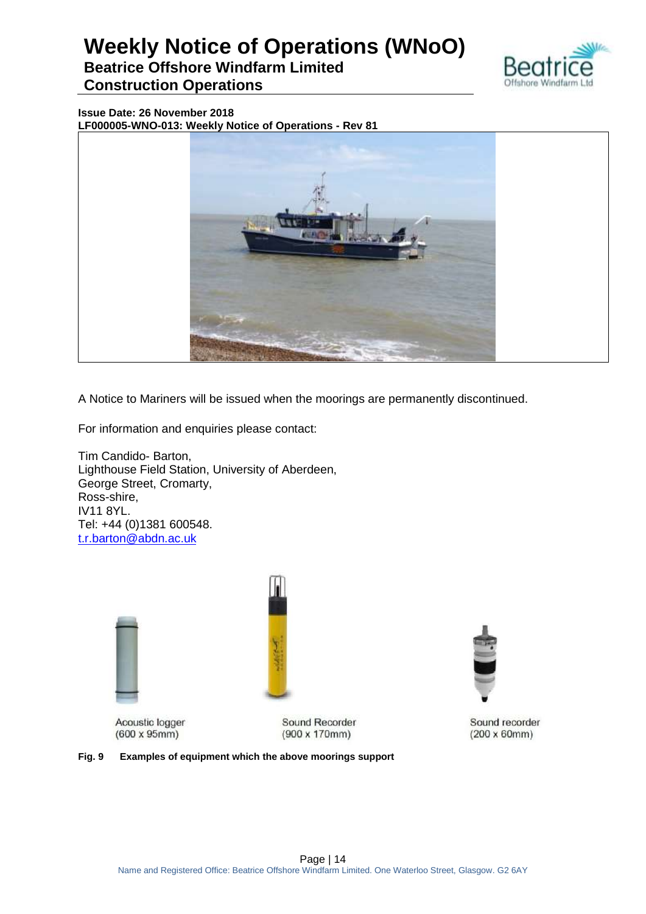Issue Date: 26 November 2018
LF000005-WNO-013: Weekly Notice of Operations - Rev 81

A Notice to Mariners will be issued when the moorings are permanently discontinued.

For information and enquiries please contact:

Tim Candido- Barton,
Lighthouse Field Station, University of Aberdeen,
George Street, Cromarty,
Ross-shire,
IV11 8YL.
Tel: +44 (0)1381 600548.
t.r.barton@abdn.ac.uk

Acoustic logger (600 x 95mm)

Sound Recorder (900 x 170mm)

Sound recorder (200 x 60mm)

**Fig. 9 Examples of equipment which the above moorings support**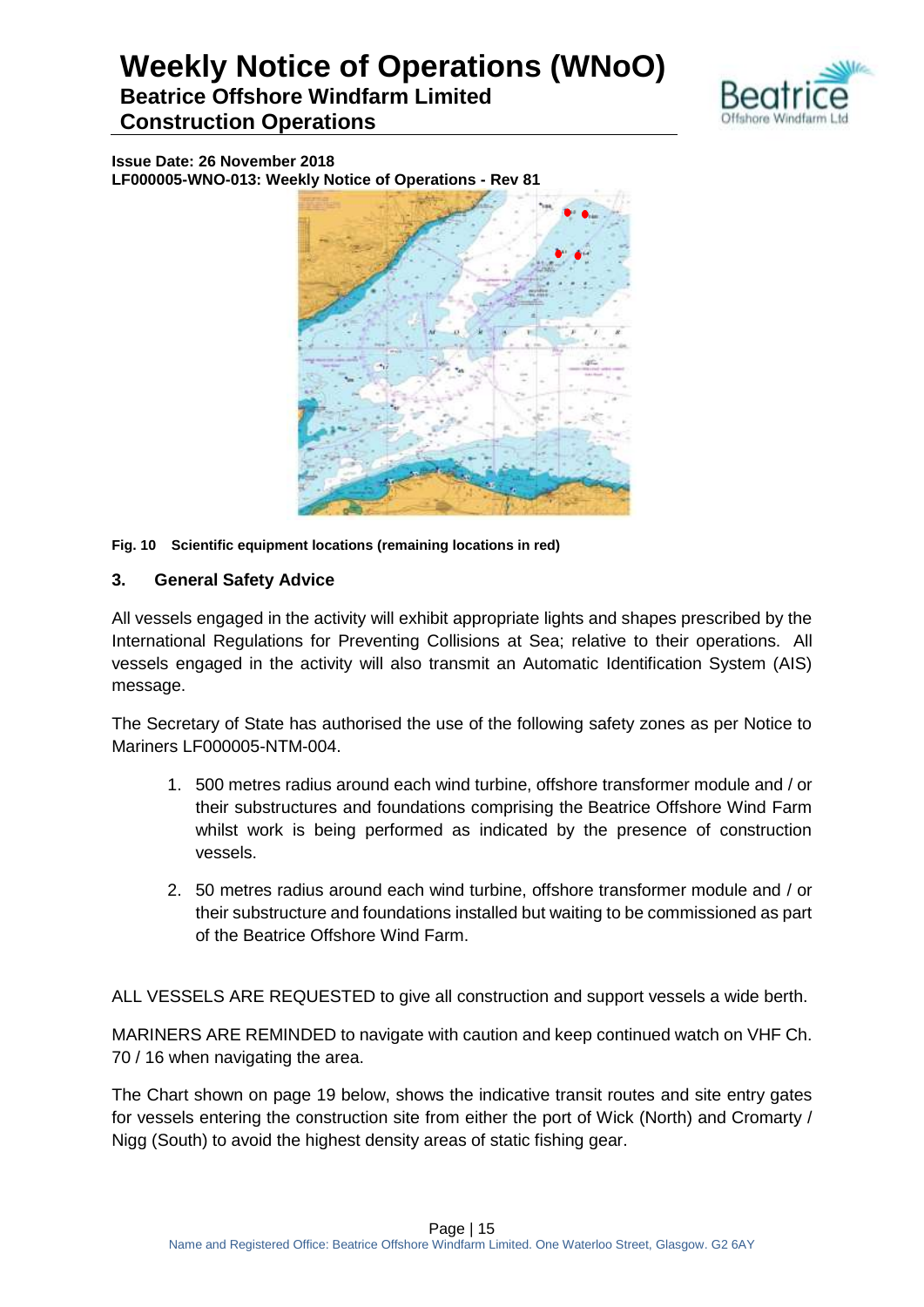Fig. 10 Scientific equipment locations (remaining locations in red)

## 3. General Safety Advice

All vessels engaged in the activity will exhibit appropriate lights and shapes prescribed by the International Regulations for Preventing Collisions at Sea; relative to their operations. All vessels engaged in the activity will also transmit an Automatic Identification System (AIS) message.

The Secretary of State has authorised the use of the following safety zones as per Notice to Mariners LF000005-NTM-004.

1. 500 metres radius around each wind turbine, offshore transformer module and / or their substructures and foundations comprising the Beatrice Offshore Wind Farm whilst work is being performed as indicated by the presence of construction vessels.
2. 50 metres radius around each wind turbine, offshore transformer module and / or their substructure and foundations installed but waiting to be commissioned as part of the Beatrice Offshore Wind Farm.

ALL VESSELS ARE REQUESTED to give all construction and support vessels a wide berth.

MARINERS ARE REMINDED to navigate with caution and keep continued watch on VHF Ch. 70 / 16 when navigating the area.

The Chart shown on page 19 below, shows the indicative transit routes and site entry gates for vessels entering the construction site from either the port of Wick (North) and Cromarty / Nigg (South) to avoid the highest density areas of static fishing gear.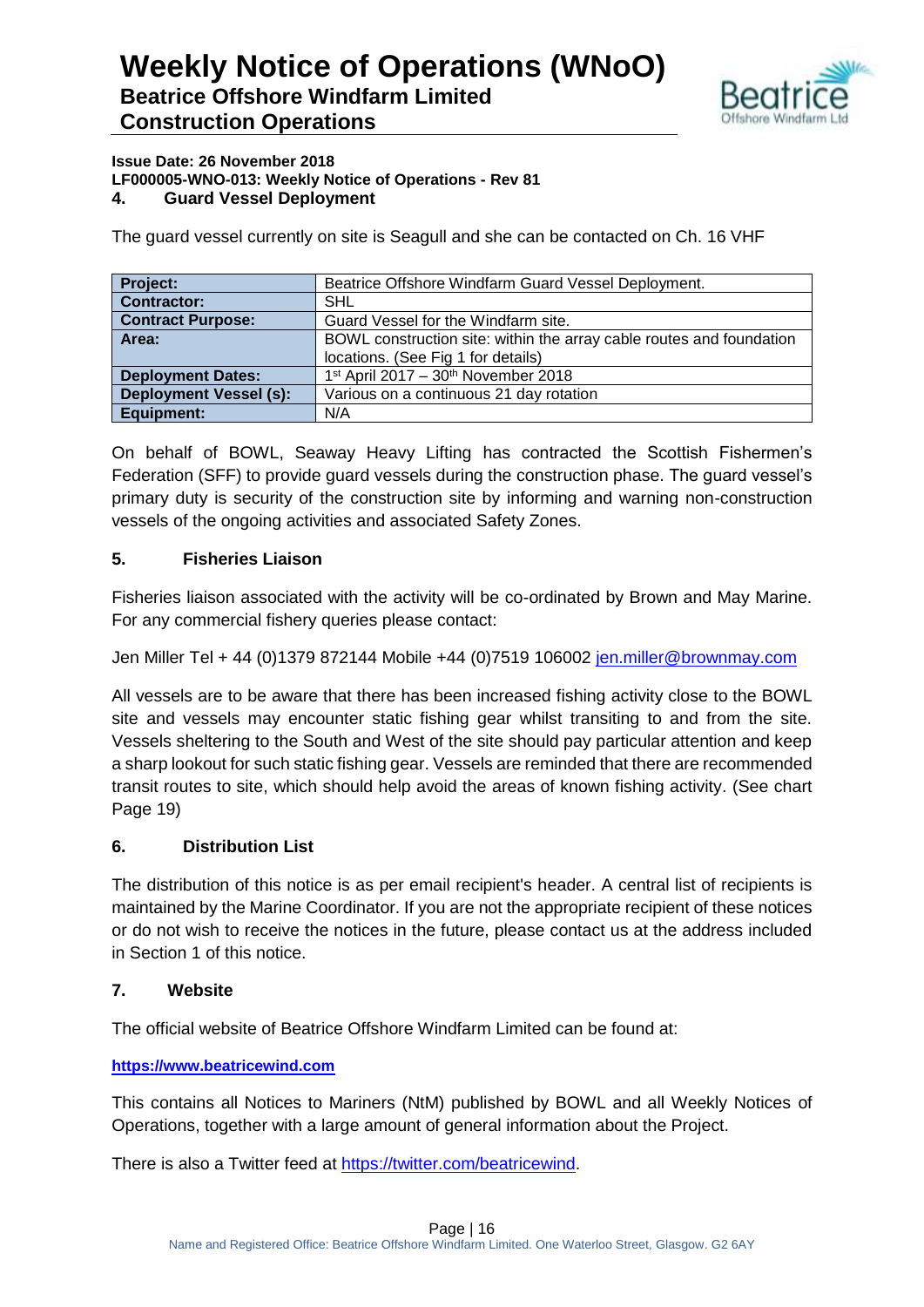## 4. Guard Vessel Deployment

The guard vessel currently on site is Seagull and she can be contacted on Ch. 16 VHF

| | |
|---|---|
| **Project:** | Beatrice Offshore Windfarm Guard Vessel Deployment. |
| **Contractor:** | SHL |
| **Contract Purpose:** | Guard Vessel for the Windfarm site. |
| **Area:** | BOWL construction site: within the array cable routes and foundation locations. (See Fig 1 for details) |
| **Deployment Dates:** | 1st April 2017 – 30th November 2018 |
| **Deployment Vessel (s):** | Various on a continuous 21 day rotation |
| **Equipment:** | N/A |

On behalf of BOWL, Seaway Heavy Lifting has contracted the Scottish Fishermen's Federation (SFF) to provide guard vessels during the construction phase. The guard vessel's primary duty is security of the construction site by informing and warning non-construction vessels of the ongoing activities and associated Safety Zones.

## 5. Fisheries Liaison

Fisheries liaison associated with the activity will be co-ordinated by Brown and May Marine. For any commercial fishery queries please contact:

Jen Miller Tel + 44 (0)1379 872144 Mobile +44 (0)7519 106002 jen.miller@brownmay.com

All vessels are to be aware that there has been increased fishing activity close to the BOWL site and vessels may encounter static fishing gear whilst transiting to and from the site. Vessels sheltering to the South and West of the site should pay particular attention and keep a sharp lookout for such static fishing gear. Vessels are reminded that there are recommended transit routes to site, which should help avoid the areas of known fishing activity. (See chart Page 19)

## 6. Distribution List

The distribution of this notice is as per email recipient's header. A central list of recipients is maintained by the Marine Coordinator. If you are not the appropriate recipient of these notices or do not wish to receive the notices in the future, please contact us at the address included in Section 1 of this notice.

## 7. Website

The official website of Beatrice Offshore Windfarm Limited can be found at:

**https://www.beatricewind.com**

This contains all Notices to Mariners (NtM) published by BOWL and all Weekly Notices of Operations, together with a large amount of general information about the Project.

There is also a Twitter feed at https://twitter.com/beatricewind.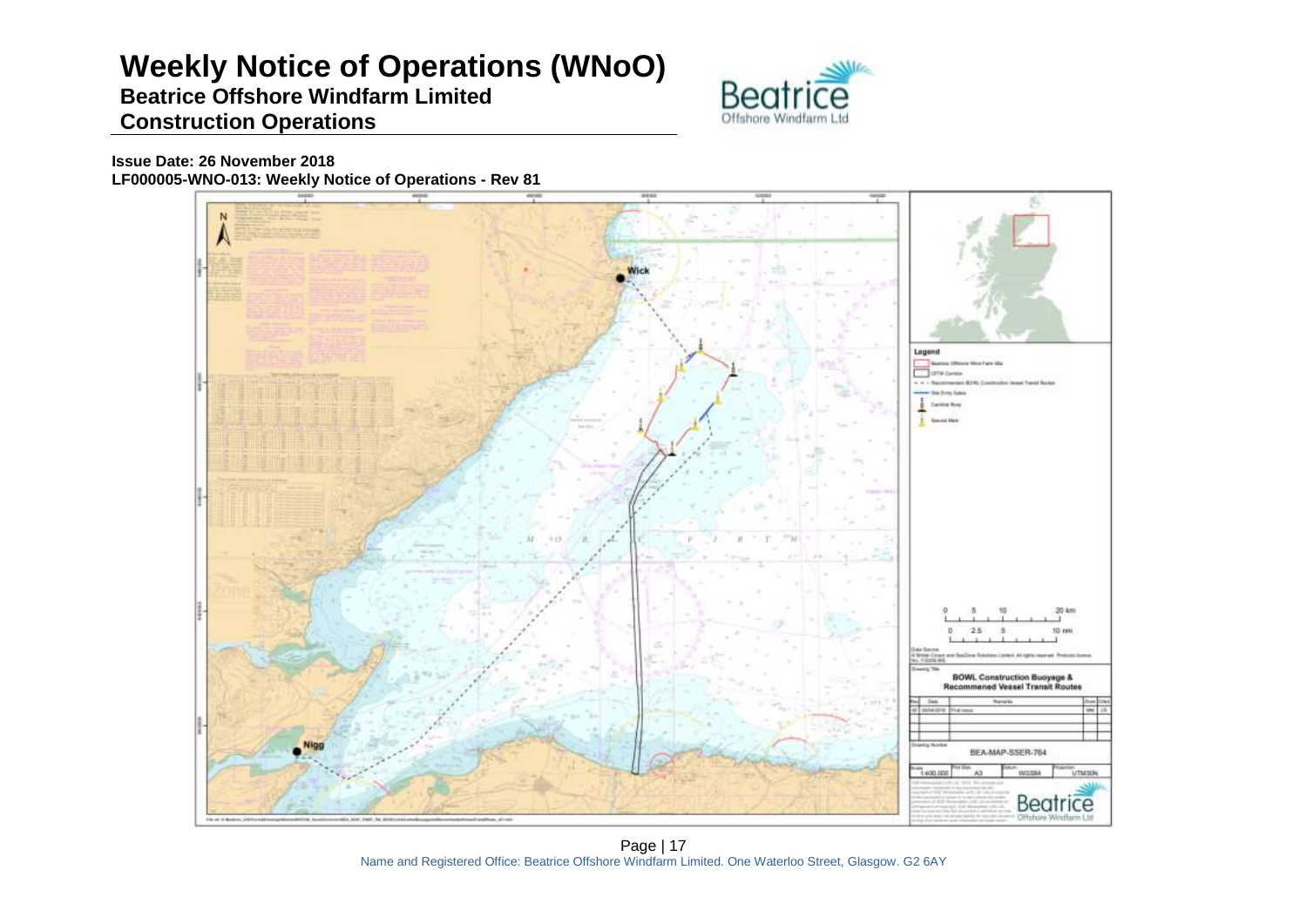# Weekly Notice of Operations (WNoO)

**Beatrice Offshore Windfarm Limited**

**Construction Operations**

**Issue Date: 26 November 2018**

**LF000005-WNO-013: Weekly Notice of Operations - Rev 81**

Wick

Nigg

Legend

- Beatrice Offshore Wind Farm Site
- OFTW Corridor
- Recommended BOWL Construction Vessel Transit Routes
- Site Entry Gates
- Cardinal Buoy
- Special Mark

0 5 10 20 km

0 2.5 5 10 nm

**BOWL Construction Buoyage & Recommened Vessel Transit Routes**

Drawing Number: BEA-MAP-SSER-764

Scale: 1:400,000 | Plot Size: A3 | Datum: WGS84 | Projection: UTM30N

Name and Registered Office: Beatrice Offshore Windfarm Limited. One Waterloo Street, Glasgow. G2 6AY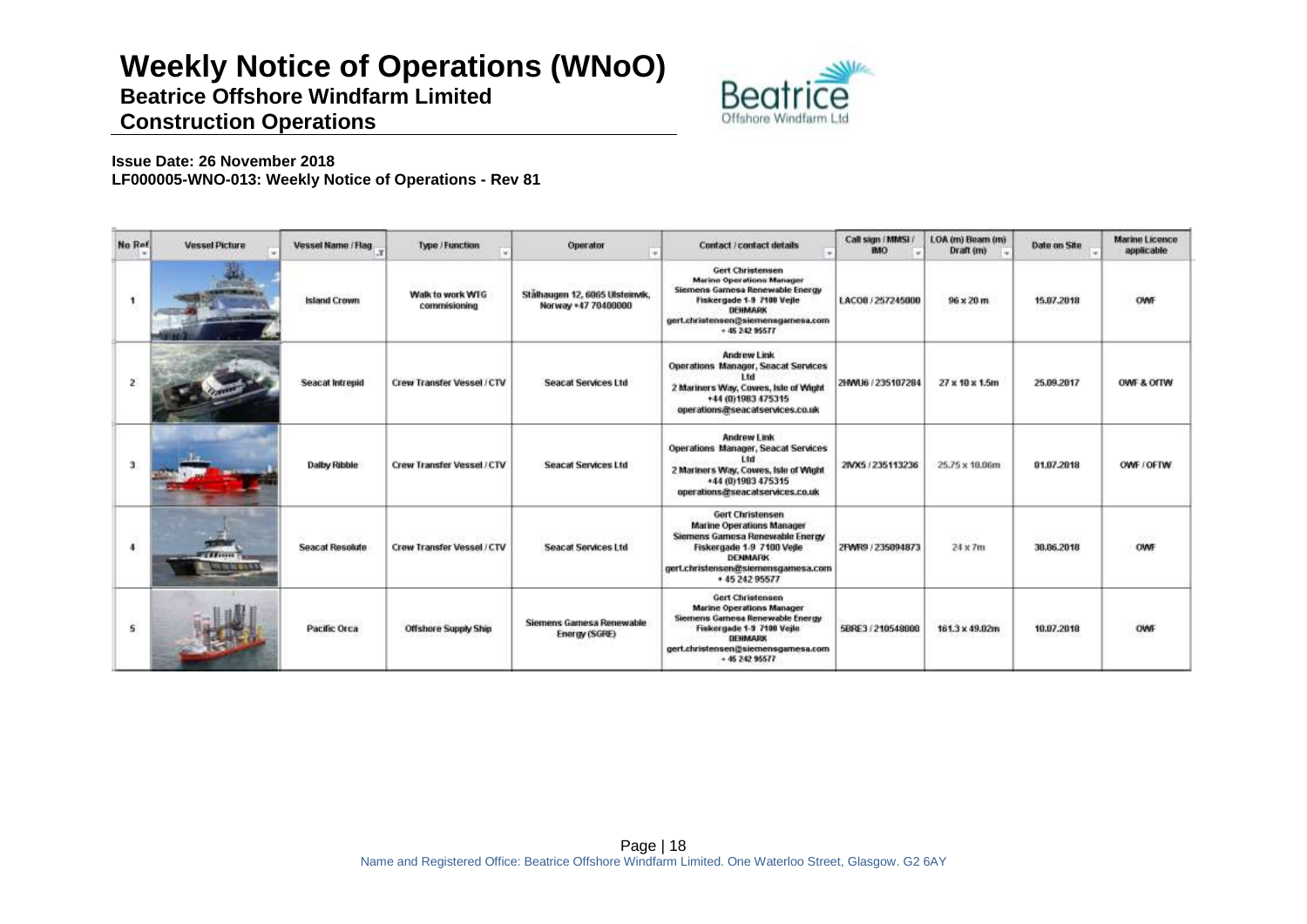# Weekly Notice of Operations (WNoO)

**Beatrice Offshore Windfarm Limited**

**Construction Operations**

**Issue Date: 26 November 2018**

**LF000005-WNO-013: Weekly Notice of Operations - Rev 81**

| No Ref | Vessel Picture | Vessel Name / Flag | Type / Function | Operator | Contact / contact details | Call sign / MMSI / IMO | LOA (m) Beam (m) Draft (m) | Date on Site | Marine Licence applicable |
|---|---|---|---|---|---|---|---|---|---|
| 1 | | Island Crown | Walk to work WTG commisioning | Stålhaugen 12, 6065 Ulsteinvik, Norway +47 70400000 | Gert Christensen Marine Operations Manager Siemens Gamesa Renewable Energy Fiskergade 1-9 7100 Vejle DENMARK gert.christensen@siemensgamesa.com + 45 242 95577 | LACO8 / 257245000 | 96 x 20 m | 15.07.2018 | OWF |
| 2 | | Seacat Intrepid | Crew Transfer Vessel / CTV | Seacat Services Ltd | Andrew Link Operations Manager, Seacat Services Ltd 2 Mariners Way, Cowes, Isle of Wight +44 (0)1983 475315 operations@seacatservices.co.uk | 2HWU6 / 235107284 | 27 x 10 x 1.5m | 25.09.2017 | OWF & OfTW |
| 3 | | Dalby Ribble | Crew Transfer Vessel / CTV | Seacat Services Ltd | Andrew Link Operations Manager, Seacat Services Ltd 2 Mariners Way, Cowes, Isle of Wight +44 (0)1983 475315 operations@seacatservices.co.uk | 2IVX5 / 235113236 | 25.75 x 10.06m | 01.07.2018 | OWF / OFTW |
| 4 | | Seacat Resolute | Crew Transfer Vessel / CTV | Seacat Services Ltd | Gert Christensen Marine Operations Manager Siemens Gamesa Renewable Energy Fiskergade 1-9 7100 Vejle DENMARK gert.christensen@siemensgamesa.com + 45 242 95577 | 2FWR9 / 235094873 | 24 x 7m | 30.06.2018 | OWF |
| 5 | | Pacific Orca | Offshore Supply Ship | Siemens Gamesa Renewable Energy (SGRE) | Gert Christensen Marine Operations Manager Siemens Gamesa Renewable Energy Fiskergade 1-9 7100 Vejle DENMARK gert.christensen@siemensgamesa.com + 45 242 95577 | 5BRE3 / 210548000 | 161.3 x 49.02m | 10.07.2018 | OWF |

Name and Registered Office: Beatrice Offshore Windfarm Limited. One Waterloo Street, Glasgow. G2 6AY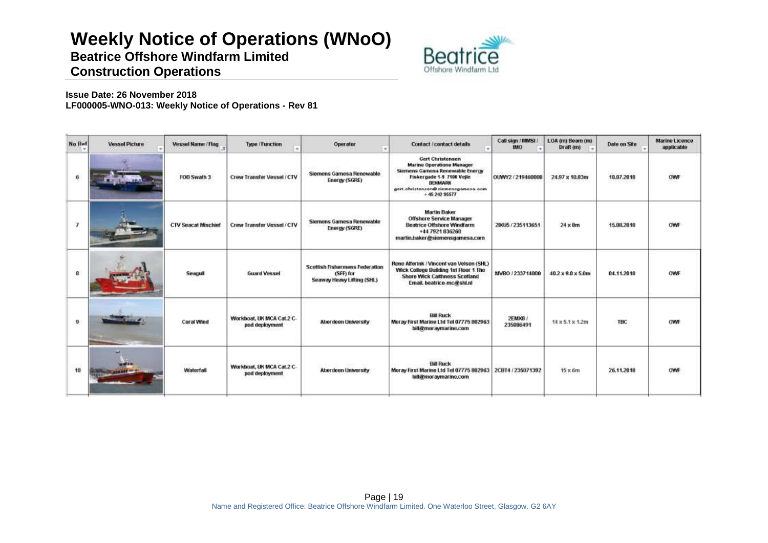# Weekly Notice of Operations (WNoO)

## Beatrice Offshore Windfarm Limited

## Construction Operations

**Issue Date: 26 November 2018**
**LF000005-WNO-013: Weekly Notice of Operations - Rev 81**

| No Ref | Vessel Picture | Vessel Name / Flag | Type / Function | Operator | Contact / contact details | Call sign / MMSI / IMO | LOA (m) Beam (m) Draft (m) | Date on Site | Marine Licence applicable |
|---|---|---|---|---|---|---|---|---|---|
| 6 | | FOB Swath 3 | Crew Transfer Vessel / CTV | Siemens Gamesa Renewable Energy (SGRE) | Gert Christensen Marine Operations Manager Siemens Gamesa Renewable Energy Fiskergade 1-9 7100 Vejle DENMARK gert.christensen@siemensgamesa.com + 45 242 95577 | OUWY2 / 219460000 | 24.97 x 10.83m | 10.07.2018 | OWF |
| 7 | | CTV Seacat Mischief | Crew Transfer Vessel / CTV | Siemens Gamesa Renewable Energy (SGRE) | Martin Baker Offshore Service Manager Beatrice Offshore Windfarm +44 7921 836268 martin.baker@siemensgamesa.com | 2OOJ5 / 235113651 | 24 x 8m | 15.08.2018 | OWF |
| 8 | | Seagull | Guard Vessel | Scottish Fishermens Federation (SFF) for Seaway Heavy Lifting (SHL) | Rene Alferink / Vincent van Velsen (SHL) Wick College Building 1st Floor 1 The Shore Wick Caithness Scotland Email. beatrice-mc@shl.nl | MVBO / 233714000 | 40.2 x 9.0 x 5.0m | 04.11.2018 | OWF |
| 9 | | Coral Wind | Workboat, UK MCA Cat.2 C-pod deployment | Aberdeen University | Bill Ruck Moray First Marine Ltd Tel 07775 802963 bill@moraymarine.com | 2EMX8 / 235086491 | 14 x 5.1 x 1.2m | TBC | OWF |
| 10 | | Waterfall | Workboat, UK MCA Cat.2 C-pod deployment | Aberdeen University | Bill Ruck Moray First Marine Ltd Tel 07775 802963 bill@moraymarine.com | 2CBT4 / 235071392 | 15 x 6m | 26.11.2018 | OWF |